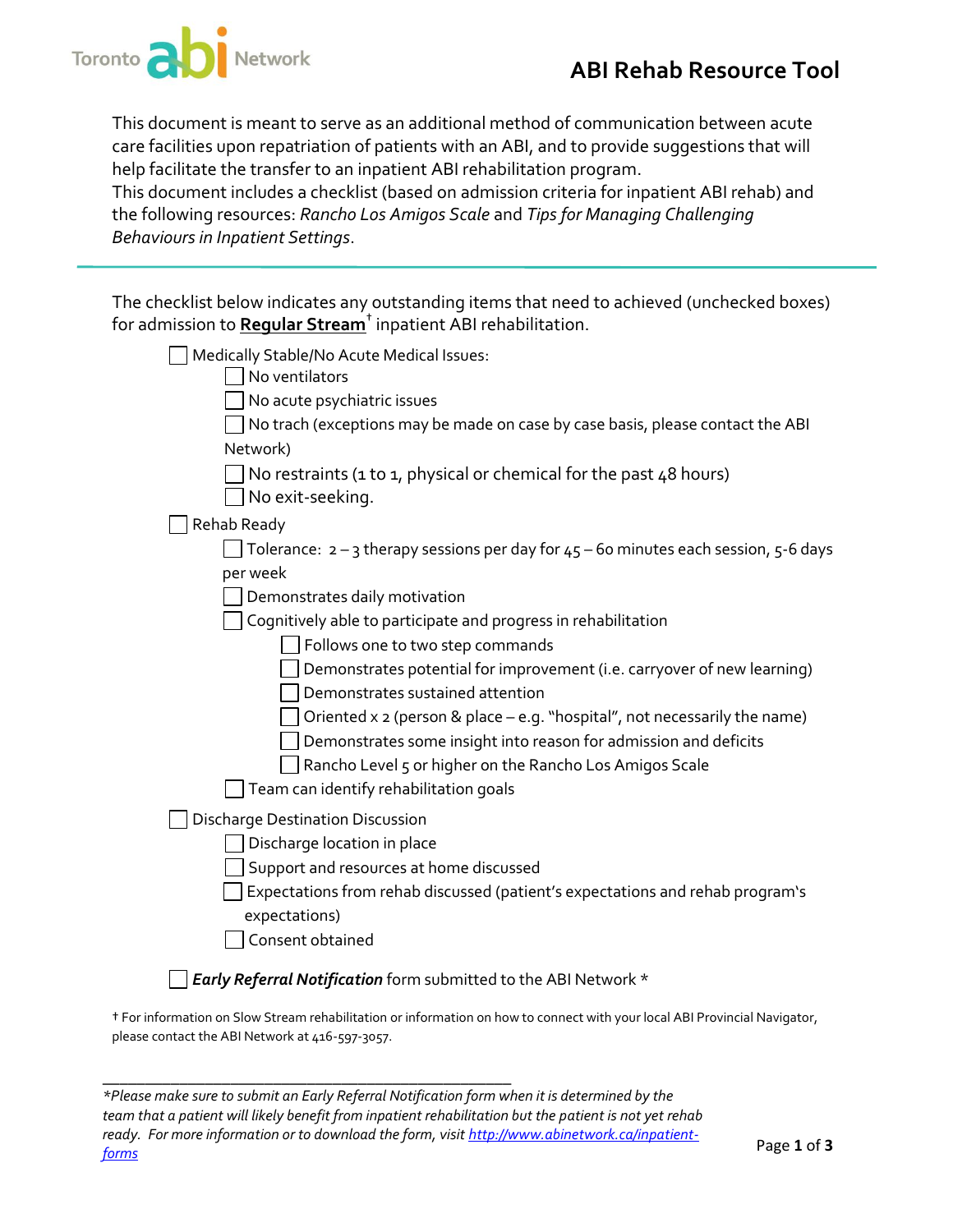# ABI Rehab Resource Tool

Toronto abi Network

This document is meant to serve as an additional method of communication between acute care facilities upon repatriation of patients with an ABI, and to provide suggestions that will help facilitate the transfer to an inpatient ABI rehabilitation program.
This document includes a checklist (based on admission criteria for inpatient ABI rehab) and the following resources: *Rancho Los Amigos Scale* and *Tips for Managing Challenging Behaviours in Inpatient Settings*.

---

The checklist below indicates any outstanding items that need to achieved (unchecked boxes) for admission to **Regular Stream**† inpatient ABI rehabilitation.

- [ ] Medically Stable/No Acute Medical Issues:
  - [ ] No ventilators
  - [ ] No acute psychiatric issues
  - [ ] No trach (exceptions may be made on case by case basis, please contact the ABI Network)
  - [ ] No restraints (1 to 1, physical or chemical for the past 48 hours)
  - [ ] No exit-seeking.
- [ ] Rehab Ready
  - [ ] Tolerance: 2 – 3 therapy sessions per day for 45 – 60 minutes each session, 5-6 days per week
  - [ ] Demonstrates daily motivation
  - [ ] Cognitively able to participate and progress in rehabilitation
    - [ ] Follows one to two step commands
    - [ ] Demonstrates potential for improvement (i.e. carryover of new learning)
    - [ ] Demonstrates sustained attention
    - [ ] Oriented x 2 (person & place – e.g. "hospital", not necessarily the name)
    - [ ] Demonstrates some insight into reason for admission and deficits
    - [ ] Rancho Level 5 or higher on the Rancho Los Amigos Scale
  - [ ] Team can identify rehabilitation goals
- [ ] Discharge Destination Discussion
  - [ ] Discharge location in place
  - [ ] Support and resources at home discussed
  - [ ] Expectations from rehab discussed (patient's expectations and rehab program's expectations)
  - [ ] Consent obtained

- [ ] ***Early Referral Notification*** form submitted to the ABI Network *

† For information on Slow Stream rehabilitation or information on how to connect with your local ABI Provincial Navigator, please contact the ABI Network at 416-597-3057.

---

**Please make sure to submit an Early Referral Notification form when it is determined by the team that a patient will likely benefit from inpatient rehabilitation but the patient is not yet rehab ready. For more information or to download the form, visit [http://www.abinetwork.ca/inpatient-forms](http://www.abinetwork.ca/inpatient-forms)*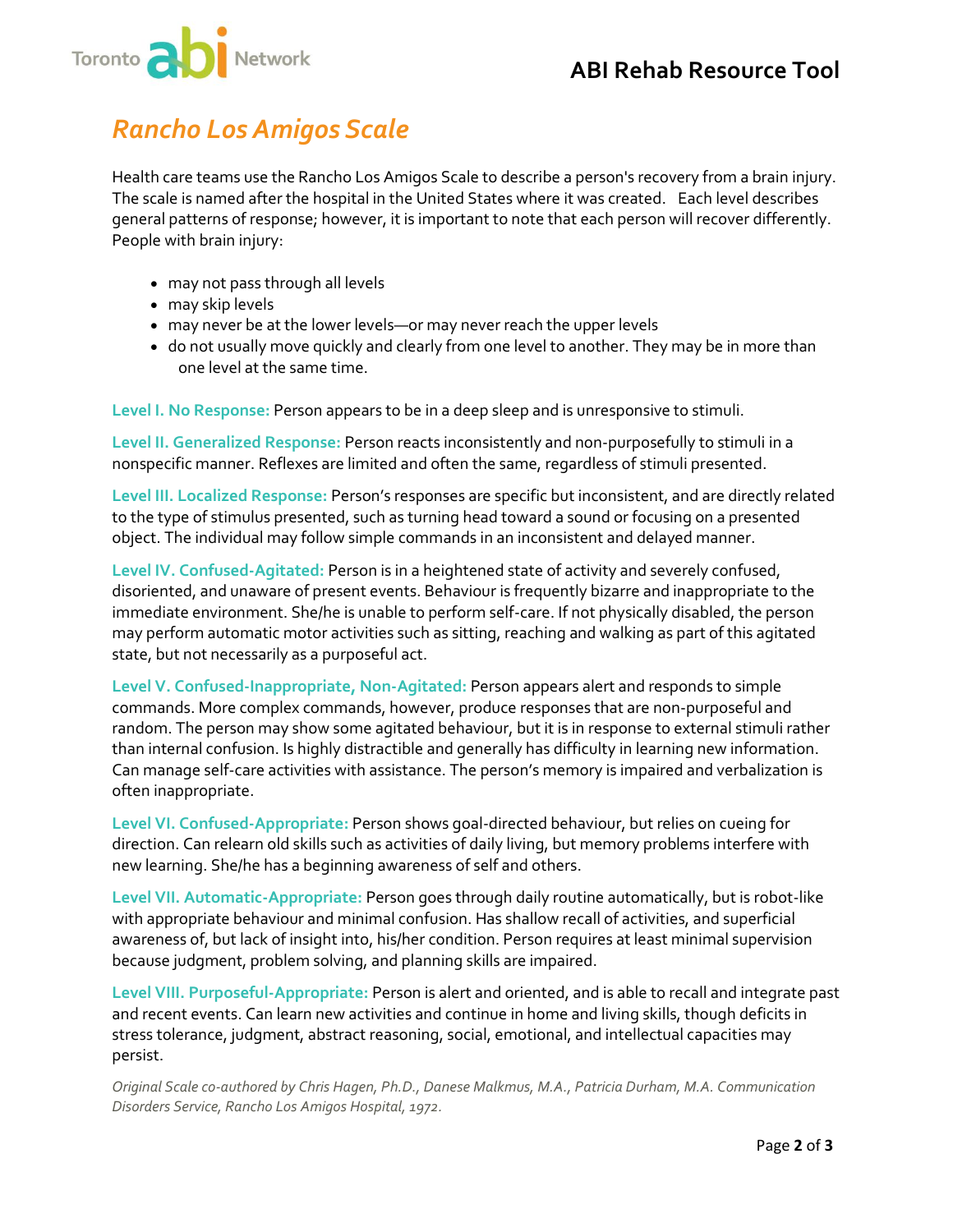# Rancho Los Amigos Scale

Health care teams use the Rancho Los Amigos Scale to describe a person's recovery from a brain injury. The scale is named after the hospital in the United States where it was created. Each level describes general patterns of response; however, it is important to note that each person will recover differently. People with brain injury:

- may not pass through all levels
- may skip levels
- may never be at the lower levels—or may never reach the upper levels
- do not usually move quickly and clearly from one level to another. They may be in more than one level at the same time.

**Level I. No Response:** Person appears to be in a deep sleep and is unresponsive to stimuli.

**Level II. Generalized Response:** Person reacts inconsistently and non-purposefully to stimuli in a nonspecific manner. Reflexes are limited and often the same, regardless of stimuli presented.

**Level III. Localized Response:** Person's responses are specific but inconsistent, and are directly related to the type of stimulus presented, such as turning head toward a sound or focusing on a presented object. The individual may follow simple commands in an inconsistent and delayed manner.

**Level IV. Confused-Agitated:** Person is in a heightened state of activity and severely confused, disoriented, and unaware of present events. Behaviour is frequently bizarre and inappropriate to the immediate environment. She/he is unable to perform self-care. If not physically disabled, the person may perform automatic motor activities such as sitting, reaching and walking as part of this agitated state, but not necessarily as a purposeful act.

**Level V. Confused-Inappropriate, Non-Agitated:** Person appears alert and responds to simple commands. More complex commands, however, produce responses that are non-purposeful and random. The person may show some agitated behaviour, but it is in response to external stimuli rather than internal confusion. Is highly distractible and generally has difficulty in learning new information. Can manage self-care activities with assistance. The person's memory is impaired and verbalization is often inappropriate.

**Level VI. Confused-Appropriate:** Person shows goal-directed behaviour, but relies on cueing for direction. Can relearn old skills such as activities of daily living, but memory problems interfere with new learning. She/he has a beginning awareness of self and others.

**Level VII. Automatic-Appropriate:** Person goes through daily routine automatically, but is robot-like with appropriate behaviour and minimal confusion. Has shallow recall of activities, and superficial awareness of, but lack of insight into, his/her condition. Person requires at least minimal supervision because judgment, problem solving, and planning skills are impaired.

**Level VIII. Purposeful-Appropriate:** Person is alert and oriented, and is able to recall and integrate past and recent events. Can learn new activities and continue in home and living skills, though deficits in stress tolerance, judgment, abstract reasoning, social, emotional, and intellectual capacities may persist.

*Original Scale co-authored by Chris Hagen, Ph.D., Danese Malkmus, M.A., Patricia Durham, M.A. Communication Disorders Service, Rancho Los Amigos Hospital, 1972.*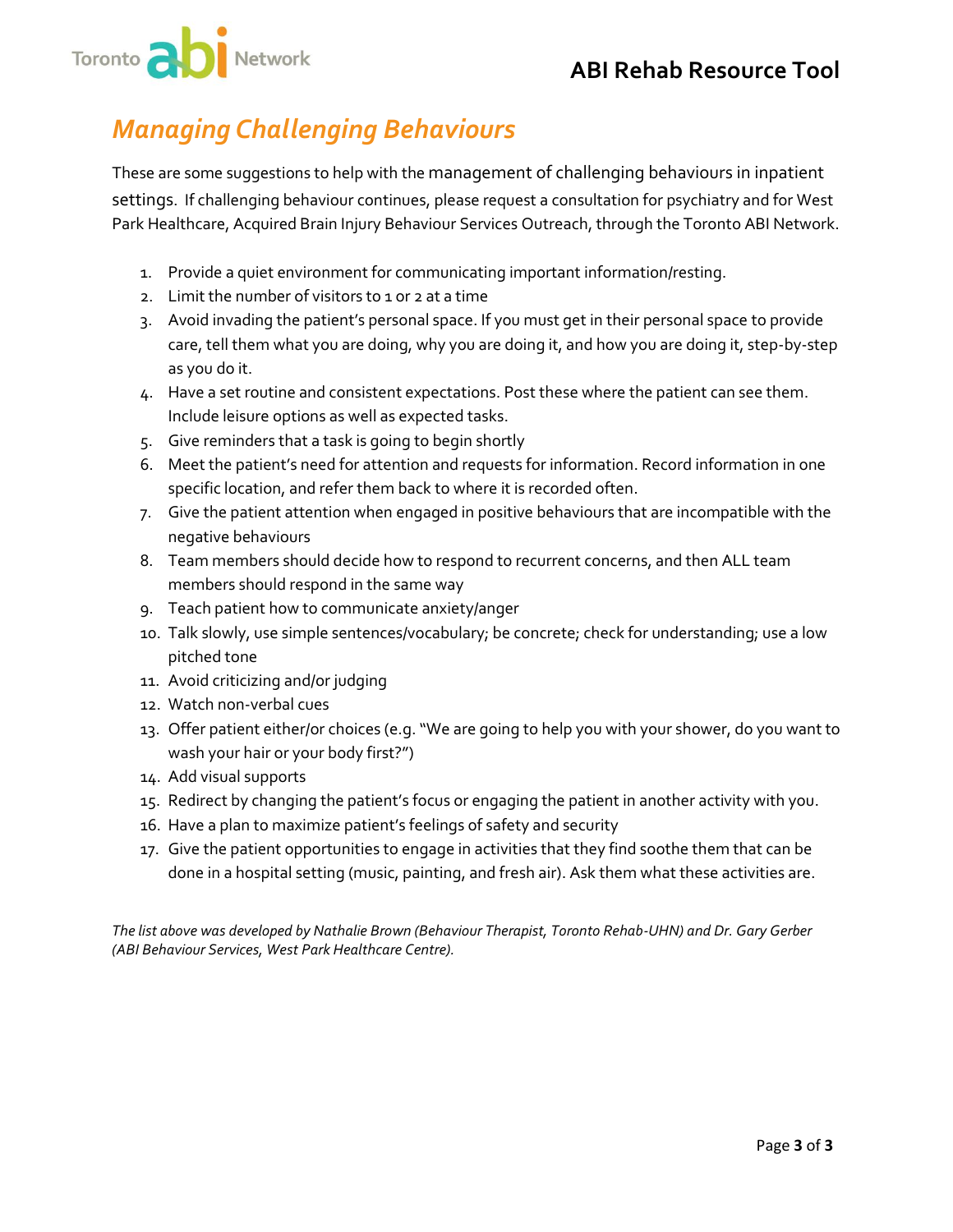# Managing Challenging Behaviours

These are some suggestions to help with the management of challenging behaviours in inpatient settings. If challenging behaviour continues, please request a consultation for psychiatry and for West Park Healthcare, Acquired Brain Injury Behaviour Services Outreach, through the Toronto ABI Network.

1. Provide a quiet environment for communicating important information/resting.
2. Limit the number of visitors to 1 or 2 at a time
3. Avoid invading the patient's personal space. If you must get in their personal space to provide care, tell them what you are doing, why you are doing it, and how you are doing it, step-by-step as you do it.
4. Have a set routine and consistent expectations. Post these where the patient can see them. Include leisure options as well as expected tasks.
5. Give reminders that a task is going to begin shortly
6. Meet the patient's need for attention and requests for information. Record information in one specific location, and refer them back to where it is recorded often.
7. Give the patient attention when engaged in positive behaviours that are incompatible with the negative behaviours
8. Team members should decide how to respond to recurrent concerns, and then ALL team members should respond in the same way
9. Teach patient how to communicate anxiety/anger
10. Talk slowly, use simple sentences/vocabulary; be concrete; check for understanding; use a low pitched tone
11. Avoid criticizing and/or judging
12. Watch non-verbal cues
13. Offer patient either/or choices (e.g. "We are going to help you with your shower, do you want to wash your hair or your body first?")
14. Add visual supports
15. Redirect by changing the patient's focus or engaging the patient in another activity with you.
16. Have a plan to maximize patient's feelings of safety and security
17. Give the patient opportunities to engage in activities that they find soothe them that can be done in a hospital setting (music, painting, and fresh air). Ask them what these activities are.

*The list above was developed by Nathalie Brown (Behaviour Therapist, Toronto Rehab-UHN) and Dr. Gary Gerber (ABI Behaviour Services, West Park Healthcare Centre).*